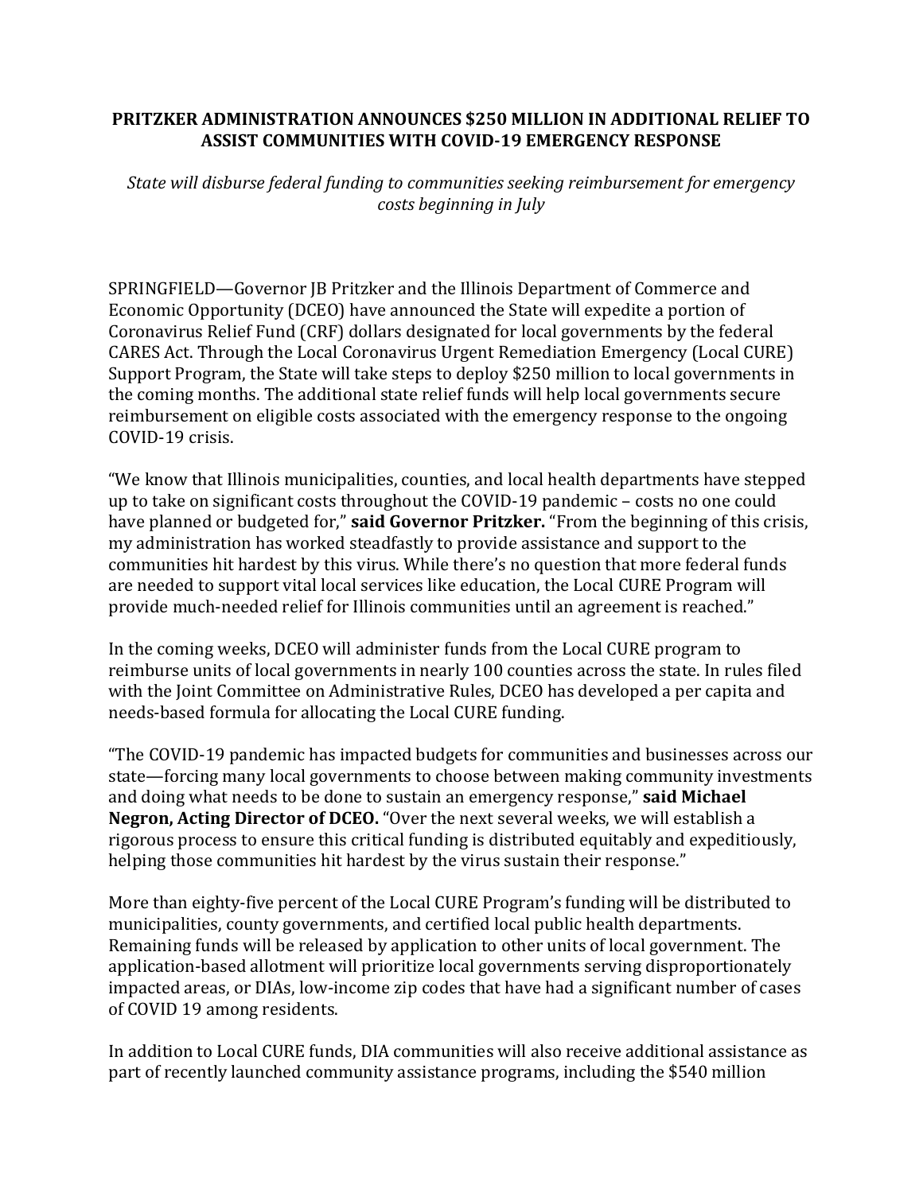# PRITZKER ADMINISTRATION ANNOUNCES $250 MILLION IN ADDITIONAL RELIEF TO ASSIST COMMUNITIES WITH COVID-19 EMERGENCY RESPONSE

*State will disburse federal funding to communities seeking reimbursement for emergency costs beginning in July*

SPRINGFIELD—Governor JB Pritzker and the Illinois Department of Commerce and Economic Opportunity (DCEO) have announced the State will expedite a portion of Coronavirus Relief Fund (CRF) dollars designated for local governments by the federal CARES Act. Through the Local Coronavirus Urgent Remediation Emergency (Local CURE) Support Program, the State will take steps to deploy $250 million to local governments in the coming months. The additional state relief funds will help local governments secure reimbursement on eligible costs associated with the emergency response to the ongoing COVID-19 crisis.

"We know that Illinois municipalities, counties, and local health departments have stepped up to take on significant costs throughout the COVID-19 pandemic – costs no one could have planned or budgeted for," **said Governor Pritzker.** "From the beginning of this crisis, my administration has worked steadfastly to provide assistance and support to the communities hit hardest by this virus. While there's no question that more federal funds are needed to support vital local services like education, the Local CURE Program will provide much-needed relief for Illinois communities until an agreement is reached."

In the coming weeks, DCEO will administer funds from the Local CURE program to reimburse units of local governments in nearly 100 counties across the state. In rules filed with the Joint Committee on Administrative Rules, DCEO has developed a per capita and needs-based formula for allocating the Local CURE funding.

"The COVID-19 pandemic has impacted budgets for communities and businesses across our state—forcing many local governments to choose between making community investments and doing what needs to be done to sustain an emergency response," **said Michael Negron, Acting Director of DCEO.** "Over the next several weeks, we will establish a rigorous process to ensure this critical funding is distributed equitably and expeditiously, helping those communities hit hardest by the virus sustain their response."

More than eighty-five percent of the Local CURE Program's funding will be distributed to municipalities, county governments, and certified local public health departments. Remaining funds will be released by application to other units of local government. The application-based allotment will prioritize local governments serving disproportionately impacted areas, or DIAs, low-income zip codes that have had a significant number of cases of COVID 19 among residents.

In addition to Local CURE funds, DIA communities will also receive additional assistance as part of recently launched community assistance programs, including the $540 million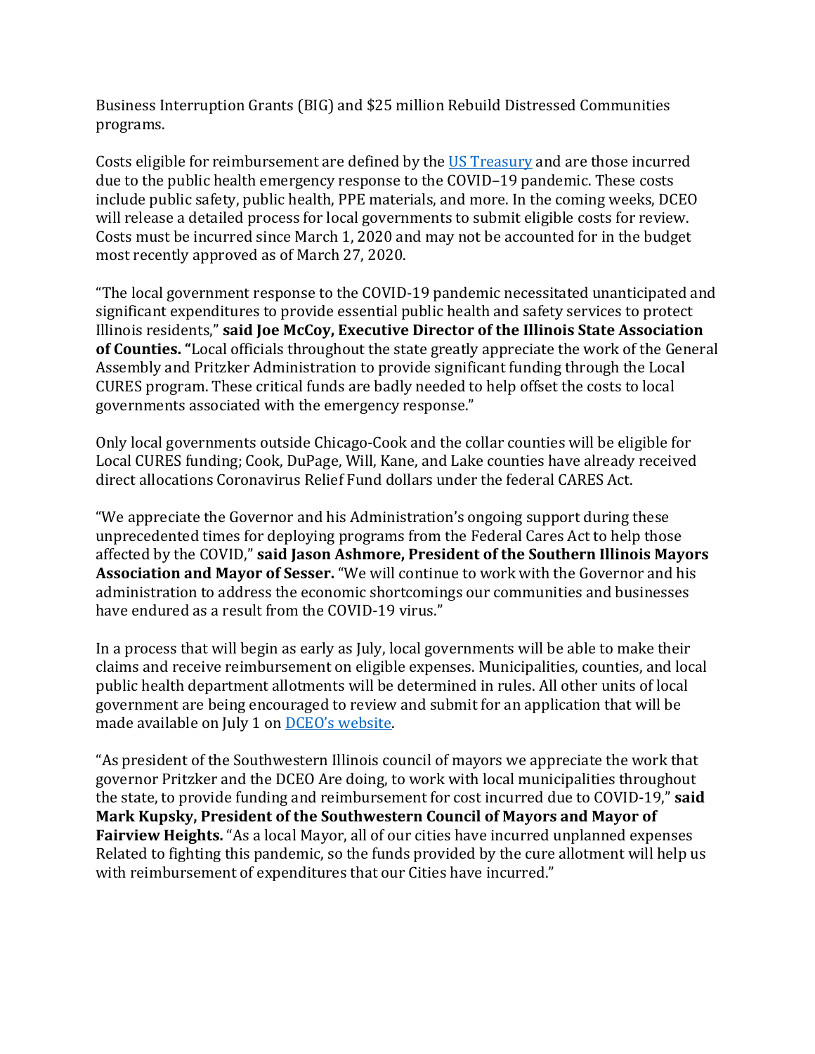Business Interruption Grants (BIG) and $25 million Rebuild Distressed Communities programs.

Costs eligible for reimbursement are defined by the [US Treasury](#) and are those incurred due to the public health emergency response to the COVID–19 pandemic. These costs include public safety, public health, PPE materials, and more. In the coming weeks, DCEO will release a detailed process for local governments to submit eligible costs for review. Costs must be incurred since March 1, 2020 and may not be accounted for in the budget most recently approved as of March 27, 2020.

"The local government response to the COVID-19 pandemic necessitated unanticipated and significant expenditures to provide essential public health and safety services to protect Illinois residents," **said Joe McCoy, Executive Director of the Illinois State Association of Counties. "**Local officials throughout the state greatly appreciate the work of the General Assembly and Pritzker Administration to provide significant funding through the Local CURES program. These critical funds are badly needed to help offset the costs to local governments associated with the emergency response."

Only local governments outside Chicago-Cook and the collar counties will be eligible for Local CURES funding; Cook, DuPage, Will, Kane, and Lake counties have already received direct allocations Coronavirus Relief Fund dollars under the federal CARES Act.

"We appreciate the Governor and his Administration's ongoing support during these unprecedented times for deploying programs from the Federal Cares Act to help those affected by the COVID," **said Jason Ashmore, President of the Southern Illinois Mayors Association and Mayor of Sesser.** "We will continue to work with the Governor and his administration to address the economic shortcomings our communities and businesses have endured as a result from the COVID-19 virus."

In a process that will begin as early as July, local governments will be able to make their claims and receive reimbursement on eligible expenses. Municipalities, counties, and local public health department allotments will be determined in rules. All other units of local government are being encouraged to review and submit for an application that will be made available on July 1 on [DCEO's website](#).

"As president of the Southwestern Illinois council of mayors we appreciate the work that governor Pritzker and the DCEO Are doing, to work with local municipalities throughout the state, to provide funding and reimbursement for cost incurred due to COVID-19," **said Mark Kupsky, President of the Southwestern Council of Mayors and Mayor of Fairview Heights.** "As a local Mayor, all of our cities have incurred unplanned expenses Related to fighting this pandemic, so the funds provided by the cure allotment will help us with reimbursement of expenditures that our Cities have incurred."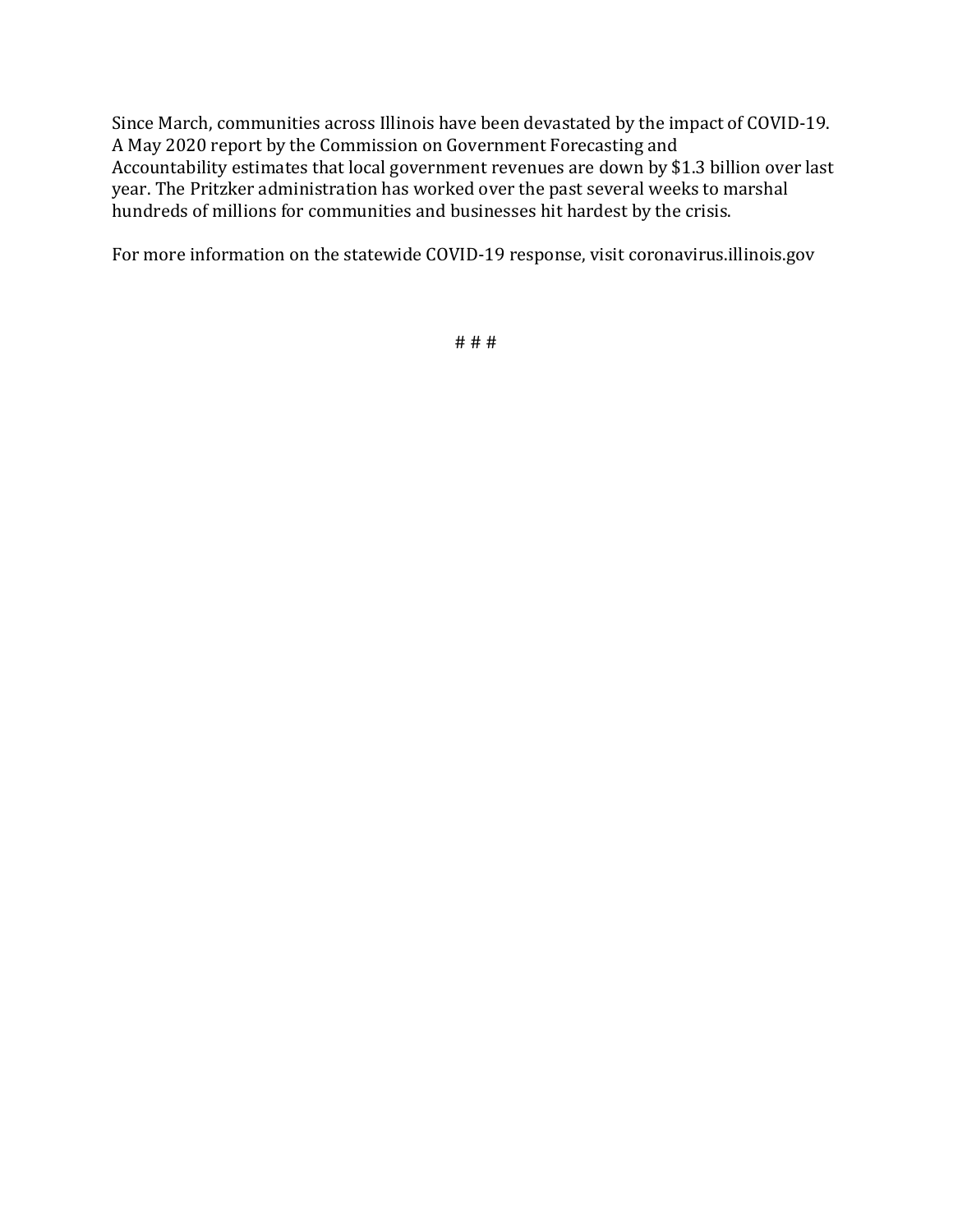Since March, communities across Illinois have been devastated by the impact of COVID-19. A May 2020 report by the Commission on Government Forecasting and Accountability estimates that local government revenues are down by $1.3 billion over last year. The Pritzker administration has worked over the past several weeks to marshal hundreds of millions for communities and businesses hit hardest by the crisis.

For more information on the statewide COVID-19 response, visit coronavirus.illinois.gov

# # #